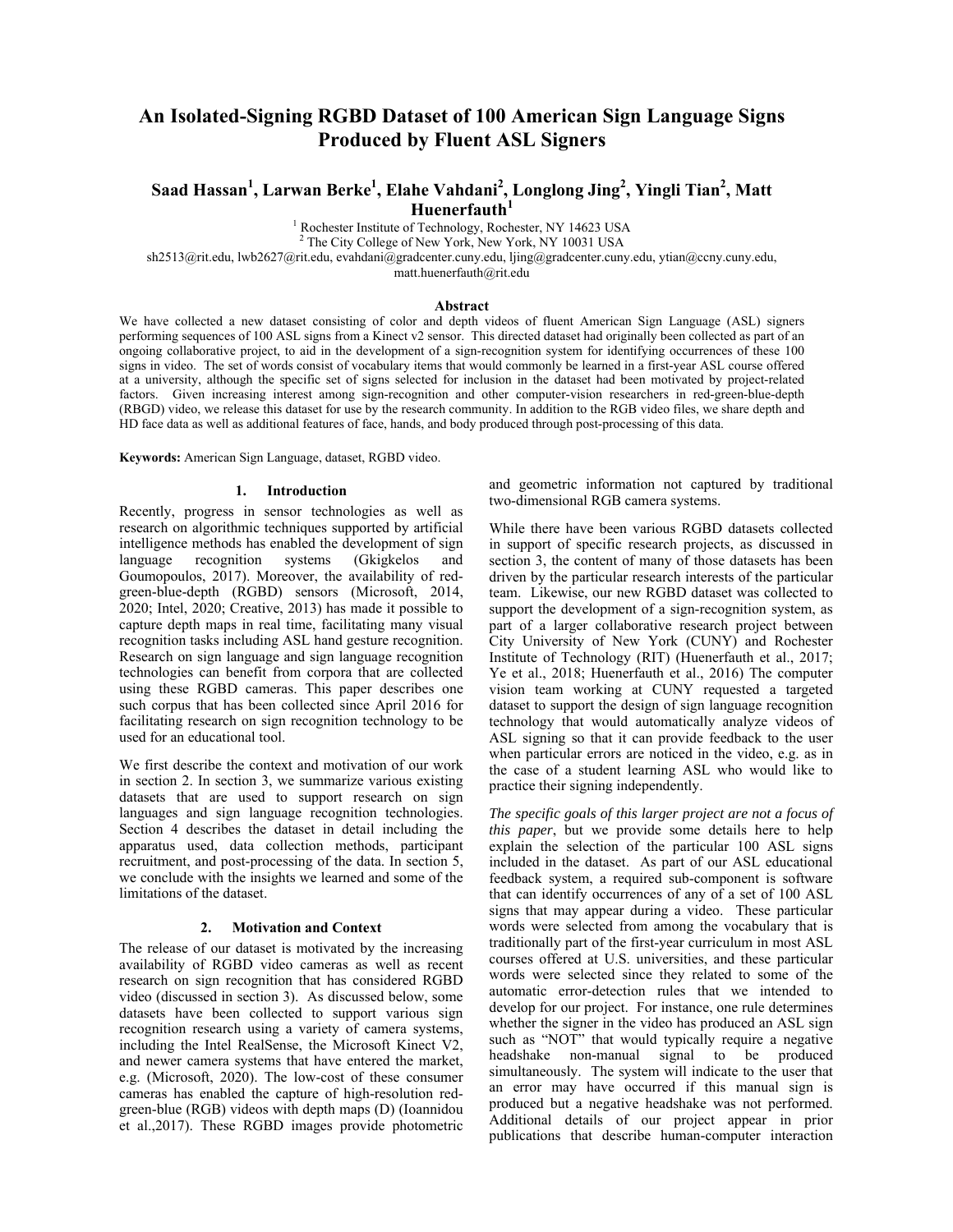# An Isolated-Signing RGBD Dataset of 100 American Sign Language Signs Produced by Fluent ASL Signers

**Saad Hassan[1], Larwan Berke[1], Elahe Vahdani[2], Longlong Jing[2], Yingli Tian[2], Matt Huenerfauth[1]**

[1] Rochester Institute of Technology, Rochester, NY 14623 USA
[2] The City College of New York, New York, NY 10031 USA
sh2513@rit.edu, lwb2627@rit.edu, evahdani@gradcenter.cuny.edu, ljing@gradcenter.cuny.edu, ytian@ccny.cuny.edu, matt.huenerfauth@rit.edu

### Abstract

We have collected a new dataset consisting of color and depth videos of fluent American Sign Language (ASL) signers performing sequences of 100 ASL signs from a Kinect v2 sensor. This directed dataset had originally been collected as part of an ongoing collaborative project, to aid in the development of a sign-recognition system for identifying occurrences of these 100 signs in video. The set of words consist of vocabulary items that would commonly be learned in a first-year ASL course offered at a university, although the specific set of signs selected for inclusion in the dataset had been motivated by project-related factors. Given increasing interest among sign-recognition and other computer-vision researchers in red-green-blue-depth (RBGD) video, we release this dataset for use by the research community. In addition to the RGB video files, we share depth and HD face data as well as additional features of face, hands, and body produced through post-processing of this data.

**Keywords:** American Sign Language, dataset, RGBD video.

## 1. Introduction

Recently, progress in sensor technologies as well as research on algorithmic techniques supported by artificial intelligence methods has enabled the development of sign language recognition systems (Gkigkelos and Goumopoulos, 2017). Moreover, the availability of red-green-blue-depth (RGBD) sensors (Microsoft, 2014, 2020; Intel, 2020; Creative, 2013) has made it possible to capture depth maps in real time, facilitating many visual recognition tasks including ASL hand gesture recognition. Research on sign language and sign language recognition technologies can benefit from corpora that are collected using these RGBD cameras. This paper describes one such corpus that has been collected since April 2016 for facilitating research on sign recognition technology to be used for an educational tool.

We first describe the context and motivation of our work in section 2. In section 3, we summarize various existing datasets that are used to support research on sign languages and sign language recognition technologies. Section 4 describes the dataset in detail including the apparatus used, data collection methods, participant recruitment, and post-processing of the data. In section 5, we conclude with the insights we learned and some of the limitations of the dataset.

## 2. Motivation and Context

The release of our dataset is motivated by the increasing availability of RGBD video cameras as well as recent research on sign recognition that has considered RGBD video (discussed in section 3). As discussed below, some datasets have been collected to support various sign recognition research using a variety of camera systems, including the Intel RealSense, the Microsoft Kinect V2, and newer camera systems that have entered the market, e.g. (Microsoft, 2020). The low-cost of these consumer cameras has enabled the capture of high-resolution red-green-blue (RGB) videos with depth maps (D) (Ioannidou et al.,2017). These RGBD images provide photometric and geometric information not captured by traditional two-dimensional RGB camera systems.

While there have been various RGBD datasets collected in support of specific research projects, as discussed in section 3, the content of many of those datasets has been driven by the particular research interests of the particular team. Likewise, our new RGBD dataset was collected to support the development of a sign-recognition system, as part of a larger collaborative research project between City University of New York (CUNY) and Rochester Institute of Technology (RIT) (Huenerfauth et al., 2017; Ye et al., 2018; Huenerfauth et al., 2016) The computer vision team working at CUNY requested a targeted dataset to support the design of sign language recognition technology that would automatically analyze videos of ASL signing so that it can provide feedback to the user when particular errors are noticed in the video, e.g. as in the case of a student learning ASL who would like to practice their signing independently.

*The specific goals of this larger project are not a focus of this paper*, but we provide some details here to help explain the selection of the particular 100 ASL signs included in the dataset. As part of our ASL educational feedback system, a required sub-component is software that can identify occurrences of any of a set of 100 ASL signs that may appear during a video. These particular words were selected from among the vocabulary that is traditionally part of the first-year curriculum in most ASL courses offered at U.S. universities, and these particular words were selected since they related to some of the automatic error-detection rules that we intended to develop for our project. For instance, one rule determines whether the signer in the video has produced an ASL sign such as "NOT" that would typically require a negative headshake non-manual signal to be produced simultaneously. The system will indicate to the user that an error may have occurred if this manual sign is produced but a negative headshake was not performed. Additional details of our project appear in prior publications that describe human-computer interaction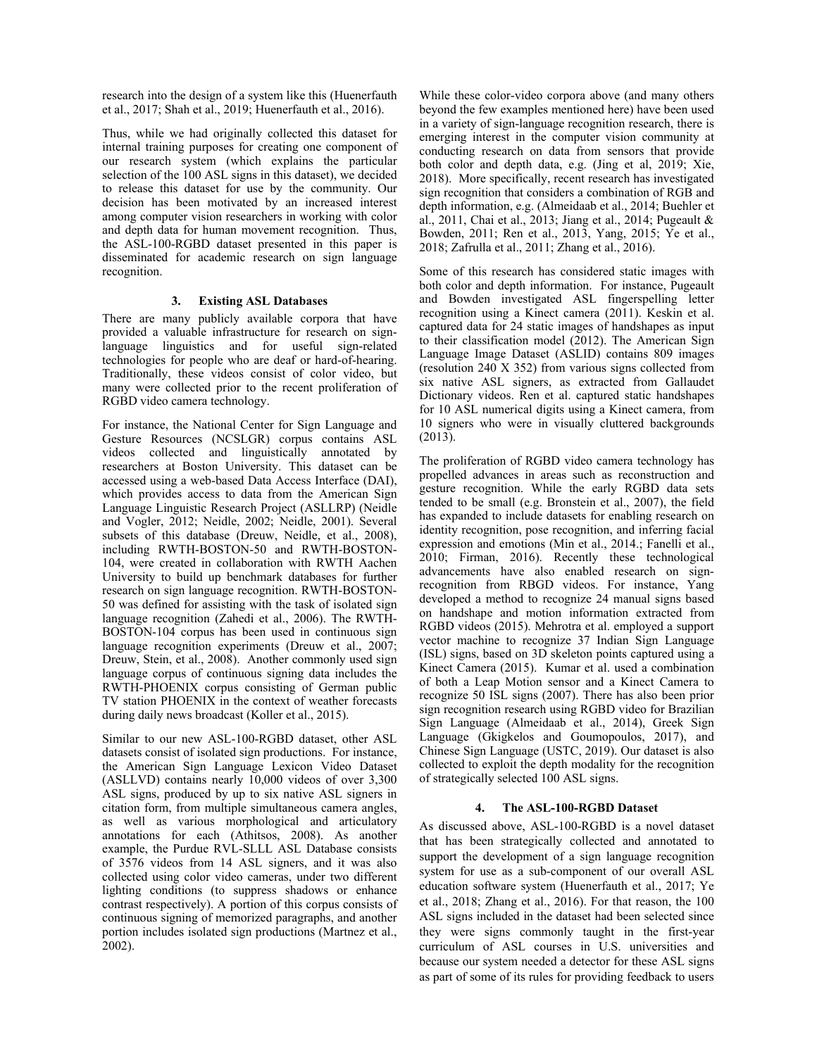research into the design of a system like this (Huenerfauth et al., 2017; Shah et al., 2019; Huenerfauth et al., 2016).

Thus, while we had originally collected this dataset for internal training purposes for creating one component of our research system (which explains the particular selection of the 100 ASL signs in this dataset), we decided to release this dataset for use by the community. Our decision has been motivated by an increased interest among computer vision researchers in working with color and depth data for human movement recognition. Thus, the ASL-100-RGBD dataset presented in this paper is disseminated for academic research on sign language recognition.

## 3. Existing ASL Databases

There are many publicly available corpora that have provided a valuable infrastructure for research on sign-language linguistics and for useful sign-related technologies for people who are deaf or hard-of-hearing. Traditionally, these videos consist of color video, but many were collected prior to the recent proliferation of RGBD video camera technology.

For instance, the National Center for Sign Language and Gesture Resources (NCSLGR) corpus contains ASL videos collected and linguistically annotated by researchers at Boston University. This dataset can be accessed using a web-based Data Access Interface (DAI), which provides access to data from the American Sign Language Linguistic Research Project (ASLLRP) (Neidle and Vogler, 2012; Neidle, 2002; Neidle, 2001). Several subsets of this database (Dreuw, Neidle, et al., 2008), including RWTH-BOSTON-50 and RWTH-BOSTON-104, were created in collaboration with RWTH Aachen University to build up benchmark databases for further research on sign language recognition. RWTH-BOSTON-50 was defined for assisting with the task of isolated sign language recognition (Zahedi et al., 2006). The RWTH-BOSTON-104 corpus has been used in continuous sign language recognition experiments (Dreuw et al., 2007; Dreuw, Stein, et al., 2008). Another commonly used sign language corpus of continuous signing data includes the RWTH-PHOENIX corpus consisting of German public TV station PHOENIX in the context of weather forecasts during daily news broadcast (Koller et al., 2015).

Similar to our new ASL-100-RGBD dataset, other ASL datasets consist of isolated sign productions. For instance, the American Sign Language Lexicon Video Dataset (ASLLVD) contains nearly 10,000 videos of over 3,300 ASL signs, produced by up to six native ASL signers in citation form, from multiple simultaneous camera angles, as well as various morphological and articulatory annotations for each (Athitsos, 2008). As another example, the Purdue RVL-SLLL ASL Database consists of 3576 videos from 14 ASL signers, and it was also collected using color video cameras, under two different lighting conditions (to suppress shadows or enhance contrast respectively). A portion of this corpus consists of continuous signing of memorized paragraphs, and another portion includes isolated sign productions (Martnez et al., 2002).

While these color-video corpora above (and many others beyond the few examples mentioned here) have been used in a variety of sign-language recognition research, there is emerging interest in the computer vision community at conducting research on data from sensors that provide both color and depth data, e.g. (Jing et al, 2019; Xie, 2018). More specifically, recent research has investigated sign recognition that considers a combination of RGB and depth information, e.g. (Almeidaab et al., 2014; Buehler et al., 2011, Chai et al., 2013; Jiang et al., 2014; Pugeault & Bowden, 2011; Ren et al., 2013, Yang, 2015; Ye et al., 2018; Zafrulla et al., 2011; Zhang et al., 2016).

Some of this research has considered static images with both color and depth information. For instance, Pugeault and Bowden investigated ASL fingerspelling letter recognition using a Kinect camera (2011). Keskin et al. captured data for 24 static images of handshapes as input to their classification model (2012). The American Sign Language Image Dataset (ASLID) contains 809 images (resolution 240 X 352) from various signs collected from six native ASL signers, as extracted from Gallaudet Dictionary videos. Ren et al. captured static handshapes for 10 ASL numerical digits using a Kinect camera, from 10 signers who were in visually cluttered backgrounds (2013).

The proliferation of RGBD video camera technology has propelled advances in areas such as reconstruction and gesture recognition. While the early RGBD data sets tended to be small (e.g. Bronstein et al., 2007), the field has expanded to include datasets for enabling research on identity recognition, pose recognition, and inferring facial expression and emotions (Min et al., 2014.; Fanelli et al., 2010; Firman, 2016). Recently these technological advancements have also enabled research on sign-recognition from RBGD videos. For instance, Yang developed a method to recognize 24 manual signs based on handshape and motion information extracted from RGBD videos (2015). Mehrotra et al. employed a support vector machine to recognize 37 Indian Sign Language (ISL) signs, based on 3D skeleton points captured using a Kinect Camera (2015). Kumar et al. used a combination of both a Leap Motion sensor and a Kinect Camera to recognize 50 ISL signs (2007). There has also been prior sign recognition research using RGBD video for Brazilian Sign Language (Almeidaab et al., 2014), Greek Sign Language (Gkigkelos and Goumopoulos, 2017), and Chinese Sign Language (USTC, 2019). Our dataset is also collected to exploit the depth modality for the recognition of strategically selected 100 ASL signs.

## 4. The ASL-100-RGBD Dataset

As discussed above, ASL-100-RGBD is a novel dataset that has been strategically collected and annotated to support the development of a sign language recognition system for use as a sub-component of our overall ASL education software system (Huenerfauth et al., 2017; Ye et al., 2018; Zhang et al., 2016). For that reason, the 100 ASL signs included in the dataset had been selected since they were signs commonly taught in the first-year curriculum of ASL courses in U.S. universities and because our system needed a detector for these ASL signs as part of some of its rules for providing feedback to users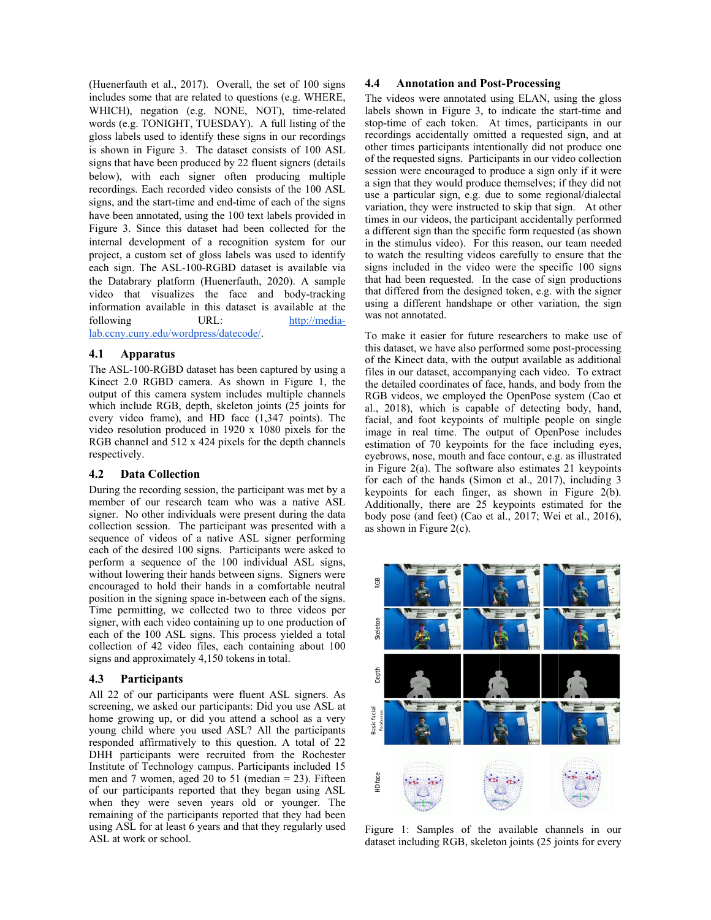(Huenerfauth et al., 2017). Overall, the set of 100 signs includes some that are related to questions (e.g. WHERE, WHICH), negation (e.g. NONE, NOT), time-related words (e.g. TONIGHT, TUESDAY). A full listing of the gloss labels used to identify these signs in our recordings is shown in Figure 3. The dataset consists of 100 ASL signs that have been produced by 22 fluent signers (details below), with each signer often producing multiple recordings. Each recorded video consists of the 100 ASL signs, and the start-time and end-time of each of the signs have been annotated, using the 100 text labels provided in Figure 3. Since this dataset had been collected for the internal development of a recognition system for our project, a custom set of gloss labels was used to identify each sign. The ASL-100-RGBD dataset is available via the Databrary platform (Huenerfauth, 2020). A sample video that visualizes the face and body-tracking information available in this dataset is available at the following URL: http://media-lab.ccny.cuny.edu/wordpress/datecode/.

### 4.1 Apparatus

The ASL-100-RGBD dataset has been captured by using a Kinect 2.0 RGBD camera. As shown in Figure 1, the output of this camera system includes multiple channels which include RGB, depth, skeleton joints (25 joints for every video frame), and HD face (1,347 points). The video resolution produced in 1920 x 1080 pixels for the RGB channel and 512 x 424 pixels for the depth channels respectively.

### 4.2 Data Collection

During the recording session, the participant was met by a member of our research team who was a native ASL signer. No other individuals were present during the data collection session. The participant was presented with a sequence of videos of a native ASL signer performing each of the desired 100 signs. Participants were asked to perform a sequence of the 100 individual ASL signs, without lowering their hands between signs. Signers were encouraged to hold their hands in a comfortable neutral position in the signing space in-between each of the signs. Time permitting, we collected two to three videos per signer, with each video containing up to one production of each of the 100 ASL signs. This process yielded a total collection of 42 video files, each containing about 100 signs and approximately 4,150 tokens in total.

### 4.3 Participants

All 22 of our participants were fluent ASL signers. As screening, we asked our participants: Did you use ASL at home growing up, or did you attend a school as a very young child where you used ASL? All the participants responded affirmatively to this question. A total of 22 DHH participants were recruited from the Rochester Institute of Technology campus. Participants included 15 men and 7 women, aged 20 to 51 (median = 23). Fifteen of our participants reported that they began using ASL when they were seven years old or younger. The remaining of the participants reported that they had been using ASL for at least 6 years and that they regularly used ASL at work or school.

### 4.4 Annotation and Post-Processing

The videos were annotated using ELAN, using the gloss labels shown in Figure 3, to indicate the start-time and stop-time of each token. At times, participants in our recordings accidentally omitted a requested sign, and at other times participants intentionally did not produce one of the requested signs. Participants in our video collection session were encouraged to produce a sign only if it were a sign that they would produce themselves; if they did not use a particular sign, e.g. due to some regional/dialectal variation, they were instructed to skip that sign. At other times in our videos, the participant accidentally performed a different sign than the specific form requested (as shown in the stimulus video). For this reason, our team needed to watch the resulting videos carefully to ensure that the signs included in the video were the specific 100 signs that had been requested. In the case of sign productions that differed from the designed token, e.g. with the signer using a different handshape or other variation, the sign was not annotated.

To make it easier for future researchers to make use of this dataset, we have also performed some post-processing of the Kinect data, with the output available as additional files in our dataset, accompanying each video. To extract the detailed coordinates of face, hands, and body from the RGB videos, we employed the OpenPose system (Cao et al., 2018), which is capable of detecting body, hand, facial, and foot keypoints of multiple people on single image in real time. The output of OpenPose includes estimation of 70 keypoints for the face including eyes, eyebrows, nose, mouth and face contour, e.g. as illustrated in Figure 2(a). The software also estimates 21 keypoints for each of the hands (Simon et al., 2017), including 3 keypoints for each finger, as shown in Figure 2(b). Additionally, there are 25 keypoints estimated for the body pose (and feet) (Cao et al., 2017; Wei et al., 2016), as shown in Figure 2(c).

Figure 1: Samples of the available channels in our dataset including RGB, skeleton joints (25 joints for every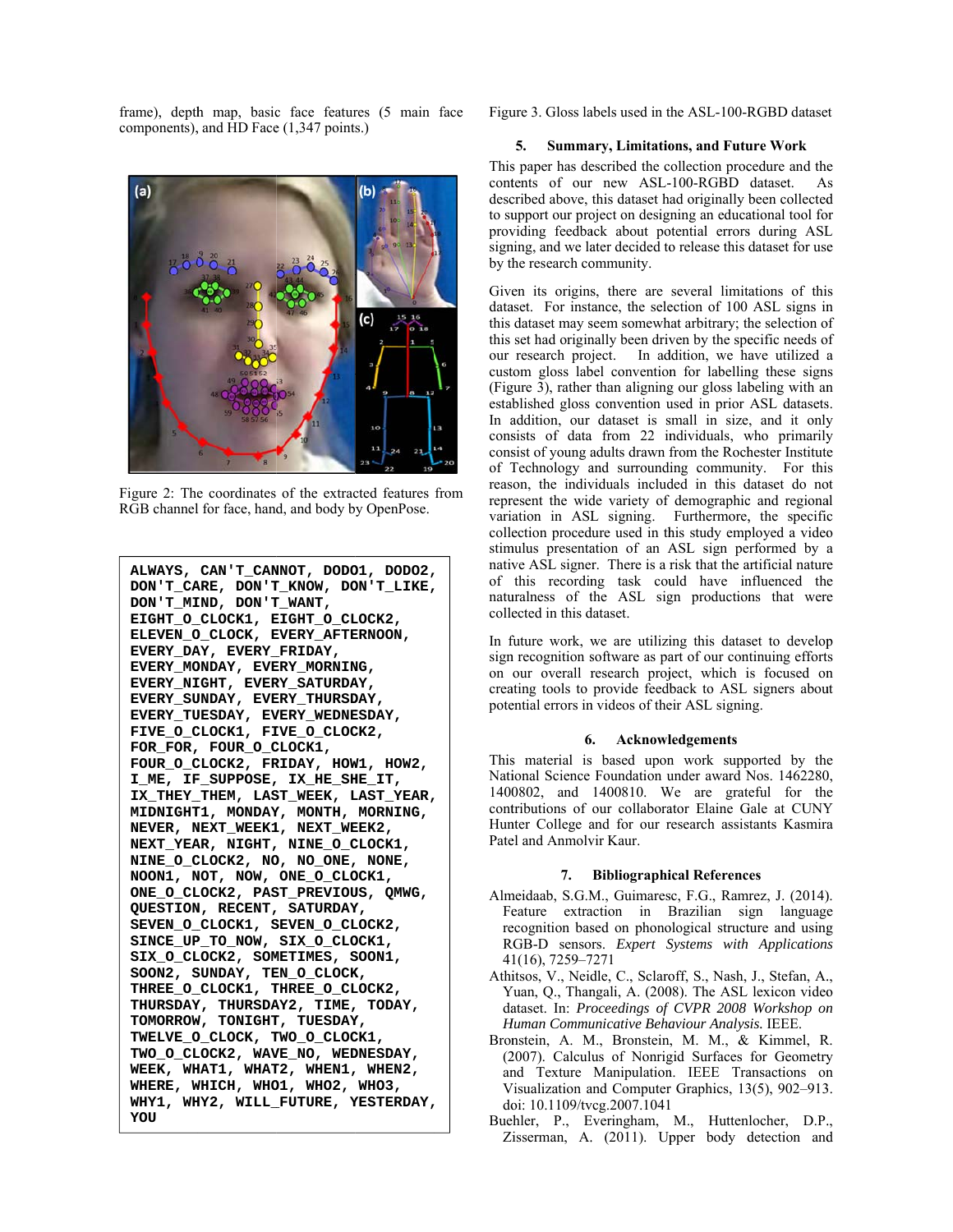frame), depth map, basic face features (5 main face components), and HD Face (1,347 points.)

Figure 2: The coordinates of the extracted features from RGB channel for face, hand, and body by OpenPose.

```
ALWAYS, CAN'T_CANNOT, DODO1, DODO2,
DON'T_CARE, DON'T_KNOW, DON'T_LIKE,
DON'T_MIND, DON'T_WANT,
EIGHT_O_CLOCK1, EIGHT_O_CLOCK2,
ELEVEN_O_CLOCK, EVERY_AFTERNOON,
EVERY_DAY, EVERY_FRIDAY,
EVERY_MONDAY, EVERY_MORNING,
EVERY_NIGHT, EVERY_SATURDAY,
EVERY_SUNDAY, EVERY_THURSDAY,
EVERY_TUESDAY, EVERY_WEDNESDAY,
FIVE_O_CLOCK1, FIVE_O_CLOCK2,
FOR_FOR, FOUR_O_CLOCK1,
FOUR_O_CLOCK2, FRIDAY, HOW1, HOW2,
I_ME, IF_SUPPOSE, IX_HE_SHE_IT,
IX_THEY_THEM, LAST_WEEK, LAST_YEAR,
MIDNIGHT1, MONDAY, MONTH, MORNING,
NEVER, NEXT_WEEK1, NEXT_WEEK2,
NEXT_YEAR, NIGHT, NINE_O_CLOCK1,
NINE_O_CLOCK2, NO, NO_ONE, NONE,
NOON1, NOT, NOW, ONE_O_CLOCK1,
ONE_O_CLOCK2, PAST_PREVIOUS, QMWG,
QUESTION, RECENT, SATURDAY,
SEVEN_O_CLOCK1, SEVEN_O_CLOCK2,
SINCE_UP_TO_NOW, SIX_O_CLOCK1,
SIX_O_CLOCK2, SOMETIMES, SOON1,
SOON2, SUNDAY, TEN_O_CLOCK,
THREE_O_CLOCK1, THREE_O_CLOCK2,
THURSDAY, THURSDAY2, TIME, TODAY,
TOMORROW, TONIGHT, TUESDAY,
TWELVE_O_CLOCK, TWO_O_CLOCK1,
TWO_O_CLOCK2, WAVE_NO, WEDNESDAY,
WEEK, WHAT1, WHAT2, WHEN1, WHEN2,
WHERE, WHICH, WHO1, WHO2, WHO3,
WHY1, WHY2, WILL_FUTURE, YESTERDAY,
YOU
```

Figure 3. Gloss labels used in the ASL-100-RGBD dataset

## 5. Summary, Limitations, and Future Work

This paper has described the collection procedure and the contents of our new ASL-100-RGBD dataset. As described above, this dataset had originally been collected to support our project on designing an educational tool for providing feedback about potential errors during ASL signing, and we later decided to release this dataset for use by the research community.

Given its origins, there are several limitations of this dataset. For instance, the selection of 100 ASL signs in this dataset may seem somewhat arbitrary; the selection of this set had originally been driven by the specific needs of our research project. In addition, we have utilized a custom gloss label convention for labelling these signs (Figure 3), rather than aligning our gloss labeling with an established gloss convention used in prior ASL datasets. In addition, our dataset is small in size, and it only consists of data from 22 individuals, who primarily consist of young adults drawn from the Rochester Institute of Technology and surrounding community. For this reason, the individuals included in this dataset do not represent the wide variety of demographic and regional variation in ASL signing. Furthermore, the specific collection procedure used in this study employed a video stimulus presentation of an ASL sign performed by a native ASL signer. There is a risk that the artificial nature of this recording task could have influenced the naturalness of the ASL sign productions that were collected in this dataset.

In future work, we are utilizing this dataset to develop sign recognition software as part of our continuing efforts on our overall research project, which is focused on creating tools to provide feedback to ASL signers about potential errors in videos of their ASL signing.

## 6. Acknowledgements

This material is based upon work supported by the National Science Foundation under award Nos. 1462280, 1400802, and 1400810. We are grateful for the contributions of our collaborator Elaine Gale at CUNY Hunter College and for our research assistants Kasmira Patel and Anmolvir Kaur.

## 7. Bibliographical References

Almeidaab, S.G.M., Guimaresc, F.G., Ramrez, J. (2014). Feature extraction in Brazilian sign language recognition based on phonological structure and using RGB-D sensors. *Expert Systems with Applications* 41(16), 7259–7271

Athitsos, V., Neidle, C., Sclaroff, S., Nash, J., Stefan, A., Yuan, Q., Thangali, A. (2008). The ASL lexicon video dataset. In: *Proceedings of CVPR 2008 Workshop on Human Communicative Behaviour Analysis.* IEEE.

Bronstein, A. M., Bronstein, M. M., & Kimmel, R. (2007). Calculus of Nonrigid Surfaces for Geometry and Texture Manipulation. IEEE Transactions on Visualization and Computer Graphics, 13(5), 902–913. doi: 10.1109/tvcg.2007.1041

Buehler, P., Everingham, M., Huttenlocher, D.P., Zisserman, A. (2011). Upper body detection and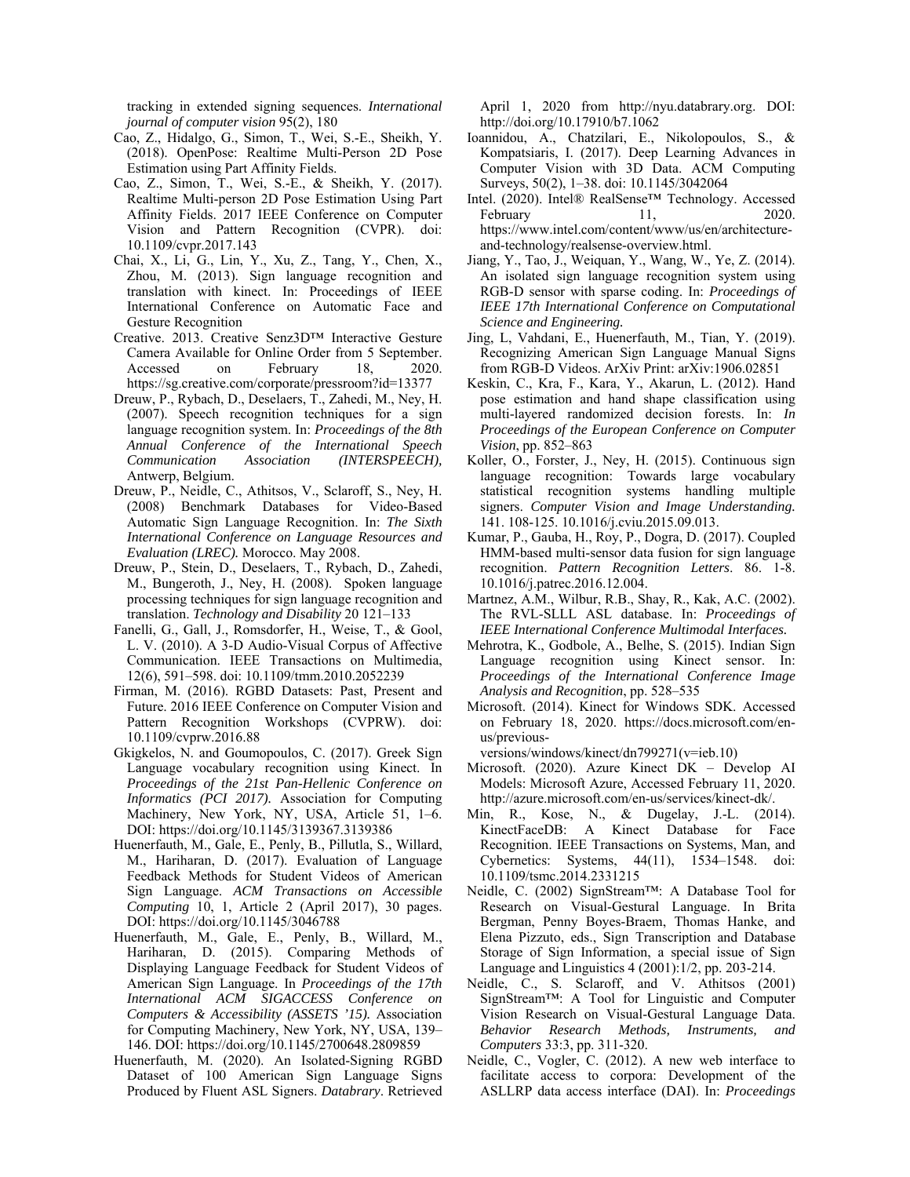tracking in extended signing sequences. *International journal of computer vision* 95(2), 180

Cao, Z., Hidalgo, G., Simon, T., Wei, S.-E., Sheikh, Y. (2018). OpenPose: Realtime Multi-Person 2D Pose Estimation using Part Affinity Fields.

Cao, Z., Simon, T., Wei, S.-E., & Sheikh, Y. (2017). Realtime Multi-person 2D Pose Estimation Using Part Affinity Fields. 2017 IEEE Conference on Computer Vision and Pattern Recognition (CVPR). doi: 10.1109/cvpr.2017.143

Chai, X., Li, G., Lin, Y., Xu, Z., Tang, Y., Chen, X., Zhou, M. (2013). Sign language recognition and translation with kinect. In: Proceedings of IEEE International Conference on Automatic Face and Gesture Recognition

Creative. 2013. Creative Senz3D™ Interactive Gesture Camera Available for Online Order from 5 September. Accessed on February 18, 2020. https://sg.creative.com/corporate/pressroom?id=13377

Dreuw, P., Rybach, D., Deselaers, T., Zahedi, M., Ney, H. (2007). Speech recognition techniques for a sign language recognition system. In: *Proceedings of the 8th Annual Conference of the International Speech Communication Association (INTERSPEECH),* Antwerp, Belgium.

Dreuw, P., Neidle, C., Athitsos, V., Sclaroff, S., Ney, H. (2008) Benchmark Databases for Video-Based Automatic Sign Language Recognition. In: *The Sixth International Conference on Language Resources and Evaluation (LREC).* Morocco. May 2008.

Dreuw, P., Stein, D., Deselaers, T., Rybach, D., Zahedi, M., Bungeroth, J., Ney, H. (2008). Spoken language processing techniques for sign language recognition and translation. *Technology and Disability* 20 121–133

Fanelli, G., Gall, J., Romsdorfer, H., Weise, T., & Gool, L. V. (2010). A 3-D Audio-Visual Corpus of Affective Communication. IEEE Transactions on Multimedia, 12(6), 591–598. doi: 10.1109/tmm.2010.2052239

Firman, M. (2016). RGBD Datasets: Past, Present and Future. 2016 IEEE Conference on Computer Vision and Pattern Recognition Workshops (CVPRW). doi: 10.1109/cvprw.2016.88

Gkigkelos, N. and Goumopoulos, C. (2017). Greek Sign Language vocabulary recognition using Kinect. In *Proceedings of the 21st Pan-Hellenic Conference on Informatics (PCI 2017).* Association for Computing Machinery, New York, NY, USA, Article 51, 1–6. DOI: https://doi.org/10.1145/3139367.3139386

Huenerfauth, M., Gale, E., Penly, B., Pillutla, S., Willard, M., Hariharan, D. (2017). Evaluation of Language Feedback Methods for Student Videos of American Sign Language. *ACM Transactions on Accessible Computing* 10, 1, Article 2 (April 2017), 30 pages. DOI: https://doi.org/10.1145/3046788

Huenerfauth, M., Gale, E., Penly, B., Willard, M., Hariharan, D. (2015). Comparing Methods of Displaying Language Feedback for Student Videos of American Sign Language. In *Proceedings of the 17th International ACM SIGACCESS Conference on Computers & Accessibility (ASSETS '15).* Association for Computing Machinery, New York, NY, USA, 139–146. DOI: https://doi.org/10.1145/2700648.2809859

Huenerfauth, M. (2020). An Isolated-Signing RGBD Dataset of 100 American Sign Language Signs Produced by Fluent ASL Signers. *Databrary*. Retrieved April 1, 2020 from http://nyu.databrary.org. DOI: http://doi.org/10.17910/b7.1062

Ioannidou, A., Chatzilari, E., Nikolopoulos, S., & Kompatsiaris, I. (2017). Deep Learning Advances in Computer Vision with 3D Data. ACM Computing Surveys, 50(2), 1–38. doi: 10.1145/3042064

Intel. (2020). Intel® RealSense™ Technology. Accessed February 11, 2020. https://www.intel.com/content/www/us/en/architecture-and-technology/realsense-overview.html.

Jiang, Y., Tao, J., Weiquan, Y., Wang, W., Ye, Z. (2014). An isolated sign language recognition system using RGB-D sensor with sparse coding. In: *Proceedings of IEEE 17th International Conference on Computational Science and Engineering.*

Jing, L, Vahdani, E., Huenerfauth, M., Tian, Y. (2019). Recognizing American Sign Language Manual Signs from RGB-D Videos. ArXiv Print: arXiv:1906.02851

Keskin, C., Kra, F., Kara, Y., Akarun, L. (2012). Hand pose estimation and hand shape classification using multi-layered randomized decision forests. In: *In Proceedings of the European Conference on Computer Vision*, pp. 852–863

Koller, O., Forster, J., Ney, H. (2015). Continuous sign language recognition: Towards large vocabulary statistical recognition systems handling multiple signers. *Computer Vision and Image Understanding.* 141. 108-125. 10.1016/j.cviu.2015.09.013.

Kumar, P., Gauba, H., Roy, P., Dogra, D. (2017). Coupled HMM-based multi-sensor data fusion for sign language recognition. *Pattern Recognition Letters*. 86. 1-8. 10.1016/j.patrec.2016.12.004.

Martnez, A.M., Wilbur, R.B., Shay, R., Kak, A.C. (2002). The RVL-SLLL ASL database. In: *Proceedings of IEEE International Conference Multimodal Interfaces.*

Mehrotra, K., Godbole, A., Belhe, S. (2015). Indian Sign Language recognition using Kinect sensor. In: *Proceedings of the International Conference Image Analysis and Recognition*, pp. 528–535

Microsoft. (2014). Kinect for Windows SDK. Accessed on February 18, 2020. https://docs.microsoft.com/en-us/previous-versions/windows/kinect/dn799271(v=ieb.10)

Microsoft. (2020). Azure Kinect DK – Develop AI Models: Microsoft Azure, Accessed February 11, 2020. http://azure.microsoft.com/en-us/services/kinect-dk/.

Min, R., Kose, N., & Dugelay, J.-L. (2014). KinectFaceDB: A Kinect Database for Face Recognition. IEEE Transactions on Systems, Man, and Cybernetics: Systems, 44(11), 1534–1548. doi: 10.1109/tsmc.2014.2331215

Neidle, C. (2002) SignStream™: A Database Tool for Research on Visual-Gestural Language. In Brita Bergman, Penny Boyes-Braem, Thomas Hanke, and Elena Pizzuto, eds., Sign Transcription and Database Storage of Sign Information, a special issue of Sign Language and Linguistics 4 (2001):1/2, pp. 203-214.

Neidle, C., S. Sclaroff, and V. Athitsos (2001) SignStream™: A Tool for Linguistic and Computer Vision Research on Visual-Gestural Language Data. *Behavior Research Methods, Instruments, and Computers* 33:3, pp. 311-320.

Neidle, C., Vogler, C. (2012). A new web interface to facilitate access to corpora: Development of the ASLLRP data access interface (DAI). In: *Proceedings*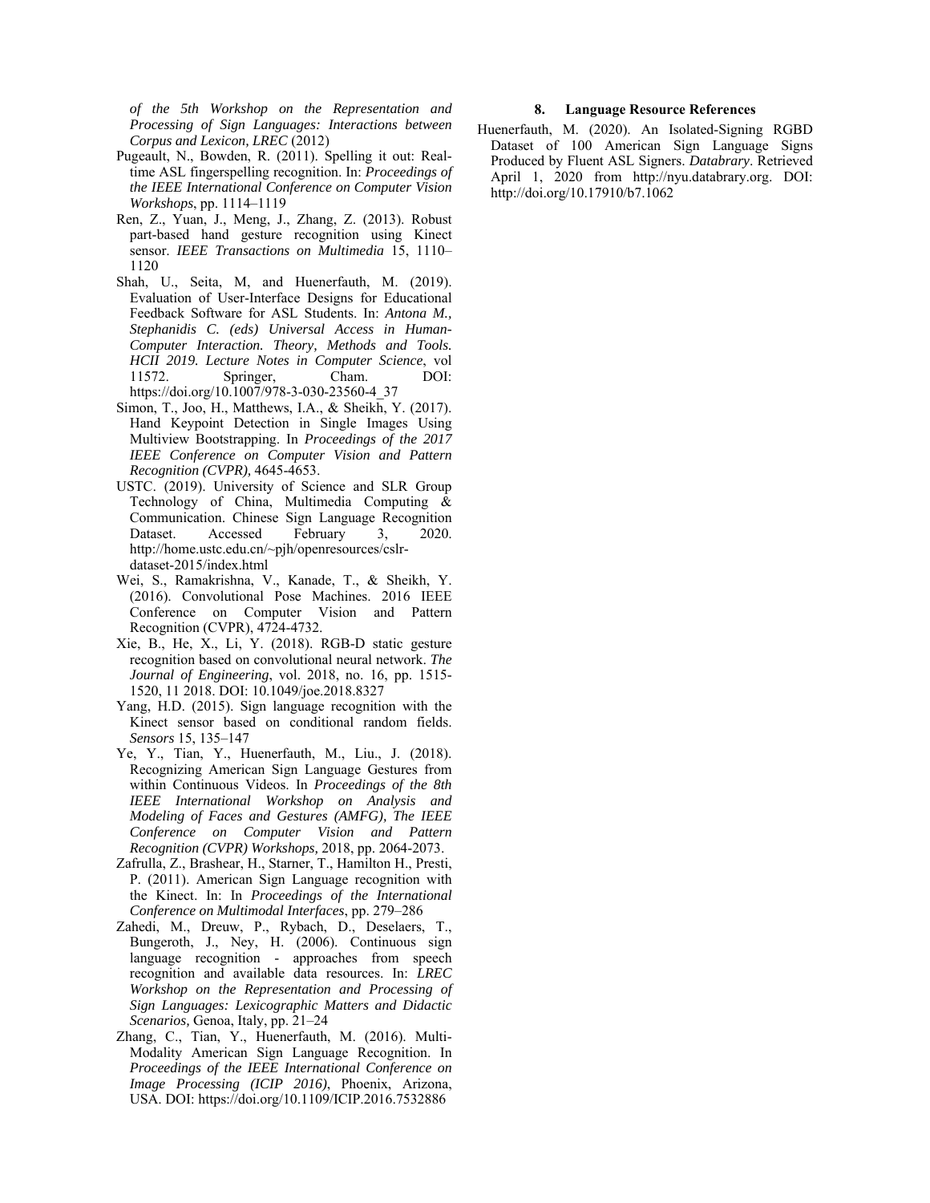*of the 5th Workshop on the Representation and Processing of Sign Languages: Interactions between Corpus and Lexicon, LREC* (2012)

Pugeault, N., Bowden, R. (2011). Spelling it out: Real-time ASL fingerspelling recognition. In: *Proceedings of the IEEE International Conference on Computer Vision Workshops*, pp. 1114–1119

Ren, Z., Yuan, J., Meng, J., Zhang, Z. (2013). Robust part-based hand gesture recognition using Kinect sensor. *IEEE Transactions on Multimedia* 15, 1110–1120

Shah, U., Seita, M, and Huenerfauth, M. (2019). Evaluation of User-Interface Designs for Educational Feedback Software for ASL Students. In: *Antona M., Stephanidis C. (eds) Universal Access in Human-Computer Interaction. Theory, Methods and Tools. HCII 2019. Lecture Notes in Computer Science*, vol 11572. Springer, Cham. DOI: https://doi.org/10.1007/978-3-030-23560-4_37

Simon, T., Joo, H., Matthews, I.A., & Sheikh, Y. (2017). Hand Keypoint Detection in Single Images Using Multiview Bootstrapping. In *Proceedings of the 2017 IEEE Conference on Computer Vision and Pattern Recognition (CVPR),* 4645-4653.

USTC. (2019). University of Science and SLR Group Technology of China, Multimedia Computing & Communication. Chinese Sign Language Recognition Dataset. Accessed February 3, 2020. http://home.ustc.edu.cn/~pjh/openresources/cslr-dataset-2015/index.html

Wei, S., Ramakrishna, V., Kanade, T., & Sheikh, Y. (2016). Convolutional Pose Machines. 2016 IEEE Conference on Computer Vision and Pattern Recognition (CVPR), 4724-4732.

Xie, B., He, X., Li, Y. (2018). RGB-D static gesture recognition based on convolutional neural network. *The Journal of Engineering*, vol. 2018, no. 16, pp. 1515-1520, 11 2018. DOI: 10.1049/joe.2018.8327

Yang, H.D. (2015). Sign language recognition with the Kinect sensor based on conditional random fields. *Sensors* 15, 135–147

Ye, Y., Tian, Y., Huenerfauth, M., Liu., J. (2018). Recognizing American Sign Language Gestures from within Continuous Videos. In *Proceedings of the 8th IEEE International Workshop on Analysis and Modeling of Faces and Gestures (AMFG), The IEEE Conference on Computer Vision and Pattern Recognition (CVPR) Workshops,* 2018, pp. 2064-2073.

Zafrulla, Z., Brashear, H., Starner, T., Hamilton H., Presti, P. (2011). American Sign Language recognition with the Kinect. In: In *Proceedings of the International Conference on Multimodal Interfaces*, pp. 279–286

Zahedi, M., Dreuw, P., Rybach, D., Deselaers, T., Bungeroth, J., Ney, H. (2006). Continuous sign language recognition - approaches from speech recognition and available data resources. In: *LREC Workshop on the Representation and Processing of Sign Languages: Lexicographic Matters and Didactic Scenarios,* Genoa, Italy, pp. 21–24

Zhang, C., Tian, Y., Huenerfauth, M. (2016). Multi-Modality American Sign Language Recognition. In *Proceedings of the IEEE International Conference on Image Processing (ICIP 2016)*, Phoenix, Arizona, USA. DOI: https://doi.org/10.1109/ICIP.2016.7532886

## 8. Language Resource References

Huenerfauth, M. (2020). An Isolated-Signing RGBD Dataset of 100 American Sign Language Signs Produced by Fluent ASL Signers. *Databrary*. Retrieved April 1, 2020 from http://nyu.databrary.org. DOI: http://doi.org/10.17910/b7.1062